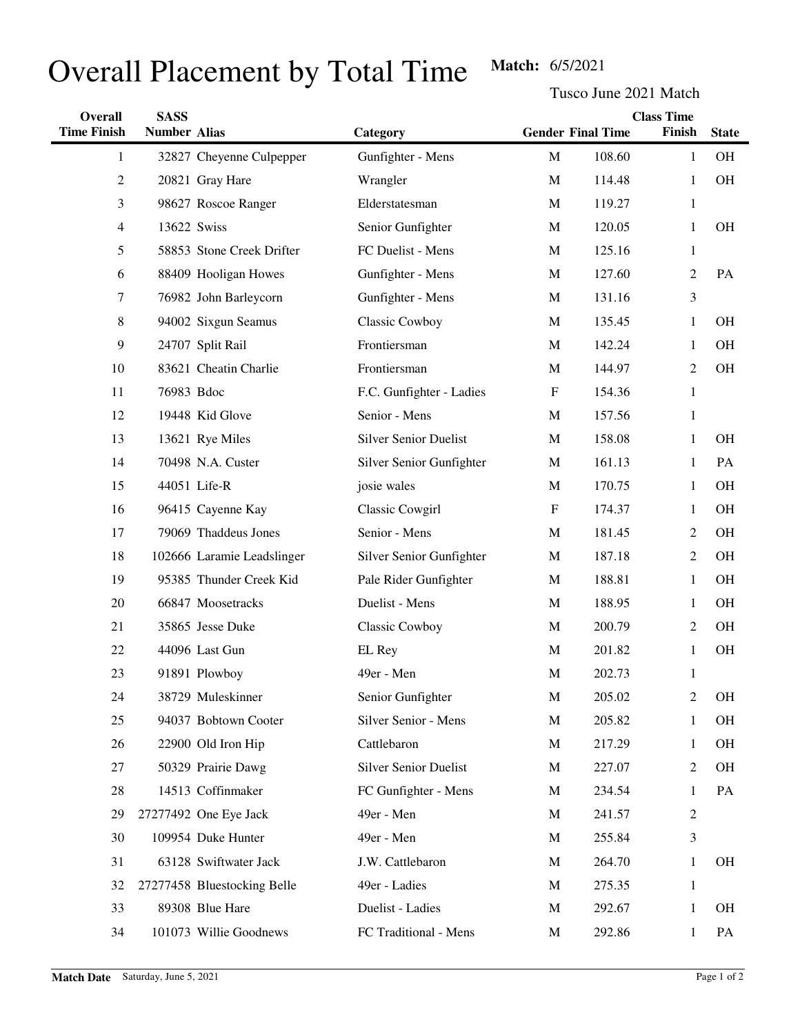# Overall Placement by Total Time

**Match:** 6/5/2021

Tusco June 2021 Match

| Overall Time Finish | SASS Number | Alias | Category | Gender | Final Time | Class Time Finish | State |
|---|---|---|---|---|---|---|---|
| 1 | 32827 | Cheyenne Culpepper | Gunfighter - Mens | M | 108.60 | 1 | OH |
| 2 | 20821 | Gray Hare | Wrangler | M | 114.48 | 1 | OH |
| 3 | 98627 | Roscoe Ranger | Elderstatesman | M | 119.27 | 1 | |
| 4 | 13622 | Swiss | Senior Gunfighter | M | 120.05 | 1 | OH |
| 5 | 58853 | Stone Creek Drifter | FC Duelist - Mens | M | 125.16 | 1 | |
| 6 | 88409 | Hooligan Howes | Gunfighter - Mens | M | 127.60 | 2 | PA |
| 7 | 76982 | John Barleycorn | Gunfighter - Mens | M | 131.16 | 3 | |
| 8 | 94002 | Sixgun Seamus | Classic Cowboy | M | 135.45 | 1 | OH |
| 9 | 24707 | Split Rail | Frontiersman | M | 142.24 | 1 | OH |
| 10 | 83621 | Cheatin Charlie | Frontiersman | M | 144.97 | 2 | OH |
| 11 | 76983 | Bdoc | F.C. Gunfighter - Ladies | F | 154.36 | 1 | |
| 12 | 19448 | Kid Glove | Senior - Mens | M | 157.56 | 1 | |
| 13 | 13621 | Rye Miles | Silver Senior Duelist | M | 158.08 | 1 | OH |
| 14 | 70498 | N.A. Custer | Silver Senior Gunfighter | M | 161.13 | 1 | PA |
| 15 | 44051 | Life-R | josie wales | M | 170.75 | 1 | OH |
| 16 | 96415 | Cayenne Kay | Classic Cowgirl | F | 174.37 | 1 | OH |
| 17 | 79069 | Thaddeus Jones | Senior - Mens | M | 181.45 | 2 | OH |
| 18 | 102666 | Laramie Leadslinger | Silver Senior Gunfighter | M | 187.18 | 2 | OH |
| 19 | 95385 | Thunder Creek Kid | Pale Rider Gunfighter | M | 188.81 | 1 | OH |
| 20 | 66847 | Moosetracks | Duelist - Mens | M | 188.95 | 1 | OH |
| 21 | 35865 | Jesse Duke | Classic Cowboy | M | 200.79 | 2 | OH |
| 22 | 44096 | Last Gun | EL Rey | M | 201.82 | 1 | OH |
| 23 | 91891 | Plowboy | 49er - Men | M | 202.73 | 1 | |
| 24 | 38729 | Muleskinner | Senior Gunfighter | M | 205.02 | 2 | OH |
| 25 | 94037 | Bobtown Cooter | Silver Senior - Mens | M | 205.82 | 1 | OH |
| 26 | 22900 | Old Iron Hip | Cattlebaron | M | 217.29 | 1 | OH |
| 27 | 50329 | Prairie Dawg | Silver Senior Duelist | M | 227.07 | 2 | OH |
| 28 | 14513 | Coffinmaker | FC Gunfighter - Mens | M | 234.54 | 1 | PA |
| 29 | 27277492 | One Eye Jack | 49er - Men | M | 241.57 | 2 | |
| 30 | 109954 | Duke Hunter | 49er - Men | M | 255.84 | 3 | |
| 31 | 63128 | Swiftwater Jack | J.W. Cattlebaron | M | 264.70 | 1 | OH |
| 32 | 27277458 | Bluestocking Belle | 49er - Ladies | M | 275.35 | 1 | |
| 33 | 89308 | Blue Hare | Duelist - Ladies | M | 292.67 | 1 | OH |
| 34 | 101073 | Willie Goodnews | FC Traditional - Mens | M | 292.86 | 1 | PA |

**Match Date** Saturday, June 5, 2021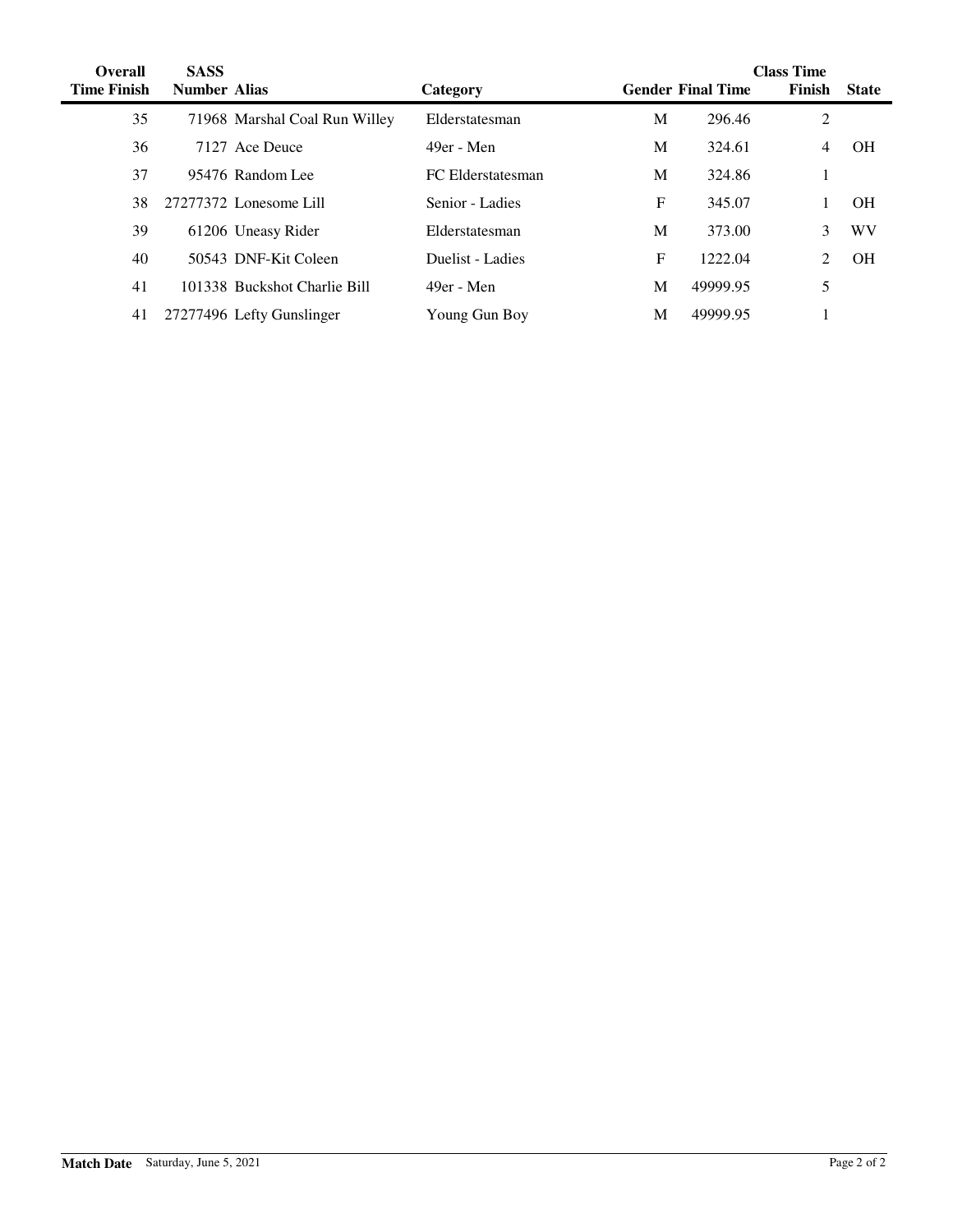| Overall Time Finish | SASS Number | Alias | Category | Gender | Final Time | Class Time Finish | State |
|---|---|---|---|---|---|---|---|
| 35 | 71968 | Marshal Coal Run Willey | Elderstatesman | M | 296.46 | 2 | |
| 36 | 7127 | Ace Deuce | 49er - Men | M | 324.61 | 4 | OH |
| 37 | 95476 | Random Lee | FC Elderstatesman | M | 324.86 | 1 | |
| 38 | 27277372 | Lonesome Lill | Senior - Ladies | F | 345.07 | 1 | OH |
| 39 | 61206 | Uneasy Rider | Elderstatesman | M | 373.00 | 3 | WV |
| 40 | 50543 | DNF-Kit Coleen | Duelist - Ladies | F | 1222.04 | 2 | OH |
| 41 | 101338 | Buckshot Charlie Bill | 49er - Men | M | 49999.95 | 5 | |
| 41 | 27277496 | Lefty Gunslinger | Young Gun Boy | M | 49999.95 | 1 | |

**Match Date** Saturday, June 5, 2021